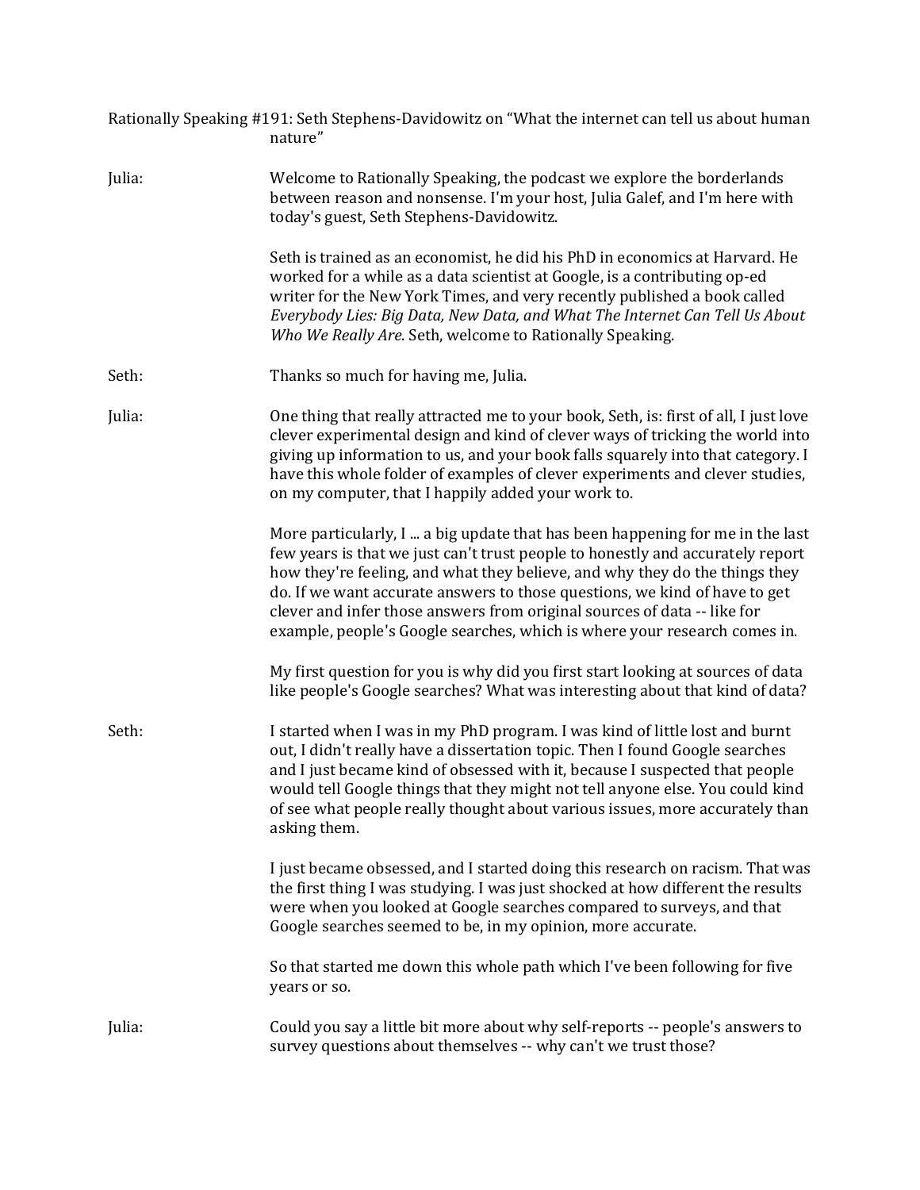Rationally Speaking #191: Seth Stephens-Davidowitz on "What the internet can tell us about human nature"

Julia: Welcome to Rationally Speaking, the podcast we explore the borderlands between reason and nonsense. I'm your host, Julia Galef, and I'm here with today's guest, Seth Stephens-Davidowitz.

Seth is trained as an economist, he did his PhD in economics at Harvard. He worked for a while as a data scientist at Google, is a contributing op-ed writer for the New York Times, and very recently published a book called *Everybody Lies: Big Data, New Data, and What The Internet Can Tell Us About Who We Really Are*. Seth, welcome to Rationally Speaking.

Seth: Thanks so much for having me, Julia.

Julia: One thing that really attracted me to your book, Seth, is: first of all, I just love clever experimental design and kind of clever ways of tricking the world into giving up information to us, and your book falls squarely into that category. I have this whole folder of examples of clever experiments and clever studies, on my computer, that I happily added your work to.

More particularly, I ... a big update that has been happening for me in the last few years is that we just can't trust people to honestly and accurately report how they're feeling, and what they believe, and why they do the things they do. If we want accurate answers to those questions, we kind of have to get clever and infer those answers from original sources of data -- like for example, people's Google searches, which is where your research comes in.

My first question for you is why did you first start looking at sources of data like people's Google searches? What was interesting about that kind of data?

Seth: I started when I was in my PhD program. I was kind of little lost and burnt out, I didn't really have a dissertation topic. Then I found Google searches and I just became kind of obsessed with it, because I suspected that people would tell Google things that they might not tell anyone else. You could kind of see what people really thought about various issues, more accurately than asking them.

I just became obsessed, and I started doing this research on racism. That was the first thing I was studying. I was just shocked at how different the results were when you looked at Google searches compared to surveys, and that Google searches seemed to be, in my opinion, more accurate.

So that started me down this whole path which I've been following for five years or so.

Julia: Could you say a little bit more about why self-reports -- people's answers to survey questions about themselves -- why can't we trust those?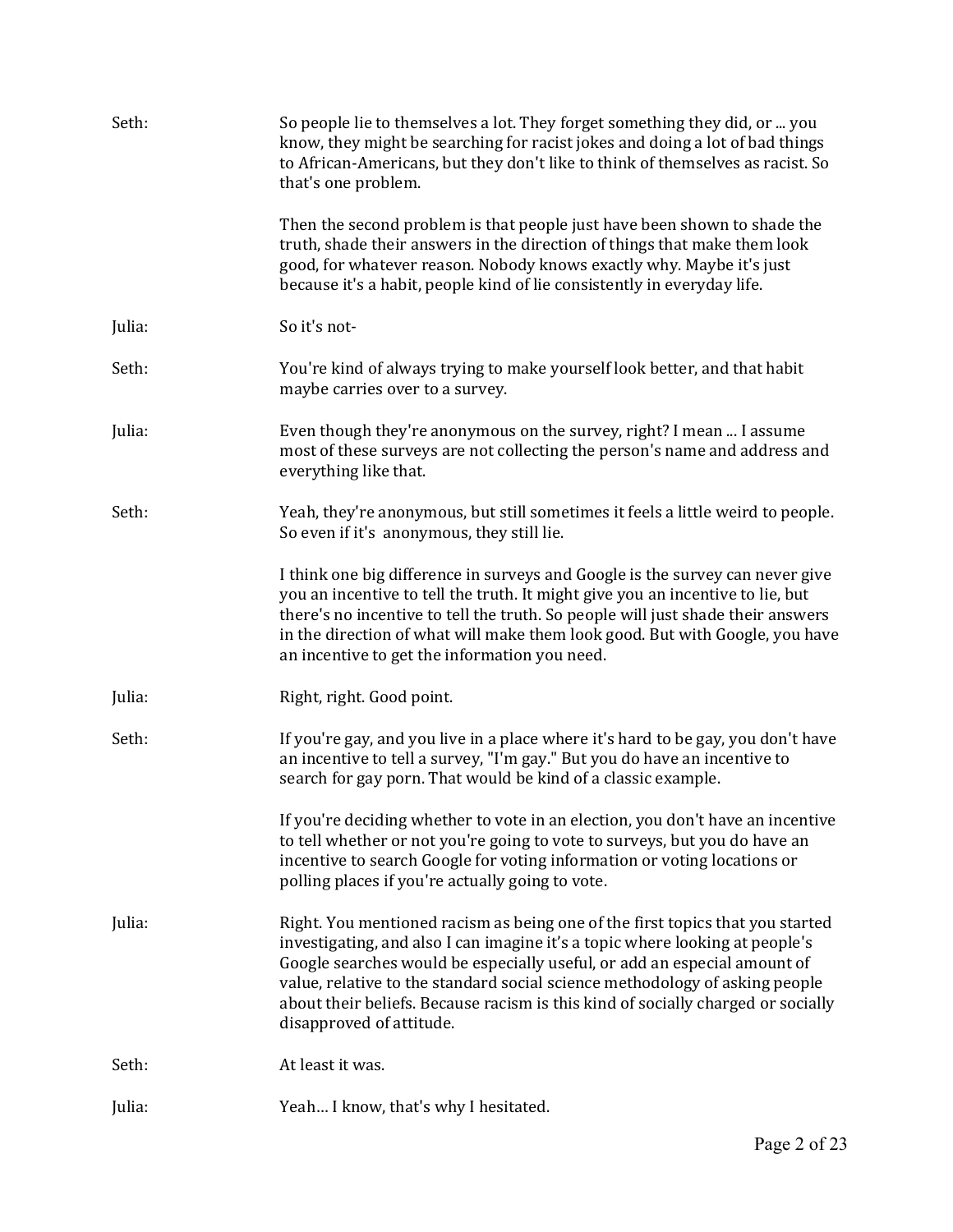**Seth:** So people lie to themselves a lot. They forget something they did, or ... you know, they might be searching for racist jokes and doing a lot of bad things to African-Americans, but they don't like to think of themselves as racist. So that's one problem.

Then the second problem is that people just have been shown to shade the truth, shade their answers in the direction of things that make them look good, for whatever reason. Nobody knows exactly why. Maybe it's just because it's a habit, people kind of lie consistently in everyday life.

**Julia:** So it's not-

**Seth:** You're kind of always trying to make yourself look better, and that habit maybe carries over to a survey.

**Julia:** Even though they're anonymous on the survey, right? I mean ... I assume most of these surveys are not collecting the person's name and address and everything like that.

**Seth:** Yeah, they're anonymous, but still sometimes it feels a little weird to people. So even if it's anonymous, they still lie.

I think one big difference in surveys and Google is the survey can never give you an incentive to tell the truth. It might give you an incentive to lie, but there's no incentive to tell the truth. So people will just shade their answers in the direction of what will make them look good. But with Google, you have an incentive to get the information you need.

**Julia:** Right, right. Good point.

**Seth:** If you're gay, and you live in a place where it's hard to be gay, you don't have an incentive to tell a survey, "I'm gay." But you do have an incentive to search for gay porn. That would be kind of a classic example.

If you're deciding whether to vote in an election, you don't have an incentive to tell whether or not you're going to vote to surveys, but you do have an incentive to search Google for voting information or voting locations or polling places if you're actually going to vote.

**Julia:** Right. You mentioned racism as being one of the first topics that you started investigating, and also I can imagine it's a topic where looking at people's Google searches would be especially useful, or add an especial amount of value, relative to the standard social science methodology of asking people about their beliefs. Because racism is this kind of socially charged or socially disapproved of attitude.

**Seth:** At least it was.

**Julia:** Yeah… I know, that's why I hesitated.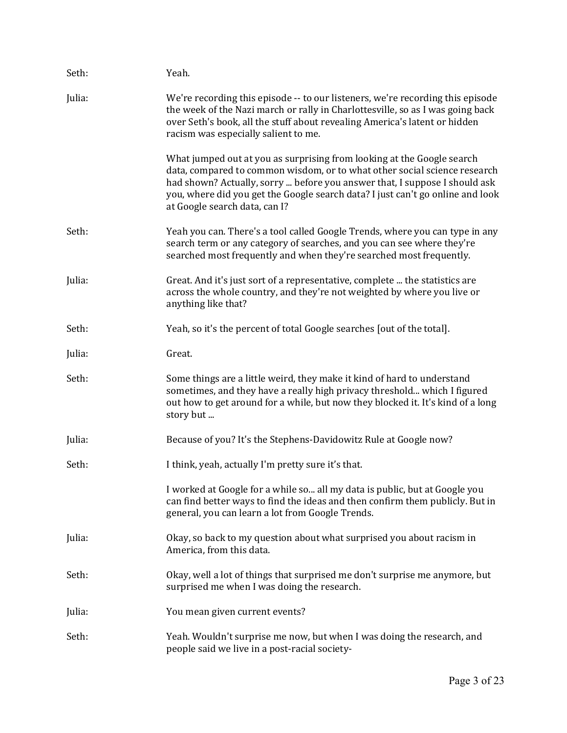Seth: Yeah.

Julia: We're recording this episode -- to our listeners, we're recording this episode the week of the Nazi march or rally in Charlottesville, so as I was going back over Seth's book, all the stuff about revealing America's latent or hidden racism was especially salient to me.

What jumped out at you as surprising from looking at the Google search data, compared to common wisdom, or to what other social science research had shown? Actually, sorry ... before you answer that, I suppose I should ask you, where did you get the Google search data? I just can't go online and look at Google search data, can I?

Seth: Yeah you can. There's a tool called Google Trends, where you can type in any search term or any category of searches, and you can see where they're searched most frequently and when they're searched most frequently.

Julia: Great. And it's just sort of a representative, complete ... the statistics are across the whole country, and they're not weighted by where you live or anything like that?

Seth: Yeah, so it's the percent of total Google searches [out of the total].

Julia: Great.

Seth: Some things are a little weird, they make it kind of hard to understand sometimes, and they have a really high privacy threshold... which I figured out how to get around for a while, but now they blocked it. It's kind of a long story but ...

Julia: Because of you? It's the Stephens-Davidowitz Rule at Google now?

Seth: I think, yeah, actually I'm pretty sure it's that.

I worked at Google for a while so... all my data is public, but at Google you can find better ways to find the ideas and then confirm them publicly. But in general, you can learn a lot from Google Trends.

Julia: Okay, so back to my question about what surprised you about racism in America, from this data.

Seth: Okay, well a lot of things that surprised me don't surprise me anymore, but surprised me when I was doing the research.

Julia: You mean given current events?

Seth: Yeah. Wouldn't surprise me now, but when I was doing the research, and people said we live in a post-racial society-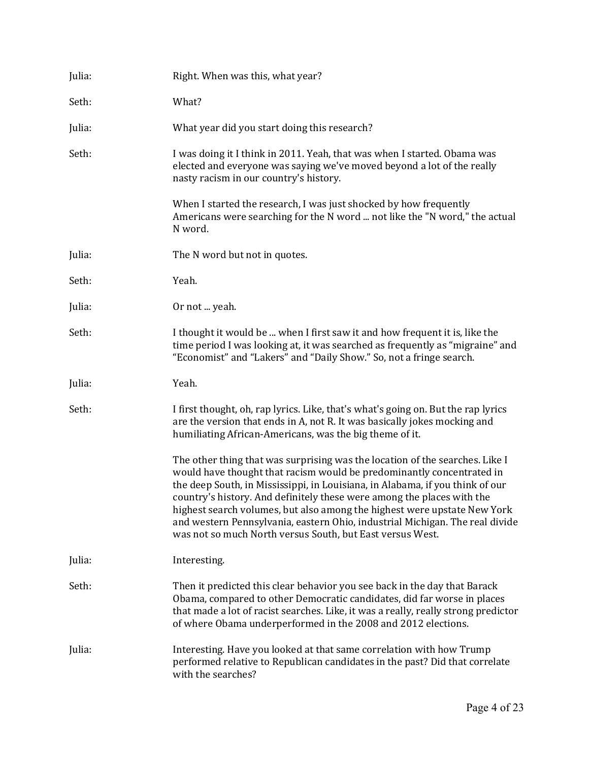Julia: Right. When was this, what year?

Seth: What?

Julia: What year did you start doing this research?

Seth: I was doing it I think in 2011. Yeah, that was when I started. Obama was elected and everyone was saying we've moved beyond a lot of the really nasty racism in our country's history.

When I started the research, I was just shocked by how frequently Americans were searching for the N word ... not like the "N word," the actual N word.

Julia: The N word but not in quotes.

Seth: Yeah.

Julia: Or not ... yeah.

Seth: I thought it would be ... when I first saw it and how frequent it is, like the time period I was looking at, it was searched as frequently as "migraine" and "Economist" and "Lakers" and "Daily Show." So, not a fringe search.

Julia: Yeah.

Seth: I first thought, oh, rap lyrics. Like, that's what's going on. But the rap lyrics are the version that ends in A, not R. It was basically jokes mocking and humiliating African-Americans, was the big theme of it.

The other thing that was surprising was the location of the searches. Like I would have thought that racism would be predominantly concentrated in the deep South, in Mississippi, in Louisiana, in Alabama, if you think of our country's history. And definitely these were among the places with the highest search volumes, but also among the highest were upstate New York and western Pennsylvania, eastern Ohio, industrial Michigan. The real divide was not so much North versus South, but East versus West.

Julia: Interesting.

Seth: Then it predicted this clear behavior you see back in the day that Barack Obama, compared to other Democratic candidates, did far worse in places that made a lot of racist searches. Like, it was a really, really strong predictor of where Obama underperformed in the 2008 and 2012 elections.

Julia: Interesting. Have you looked at that same correlation with how Trump performed relative to Republican candidates in the past? Did that correlate with the searches?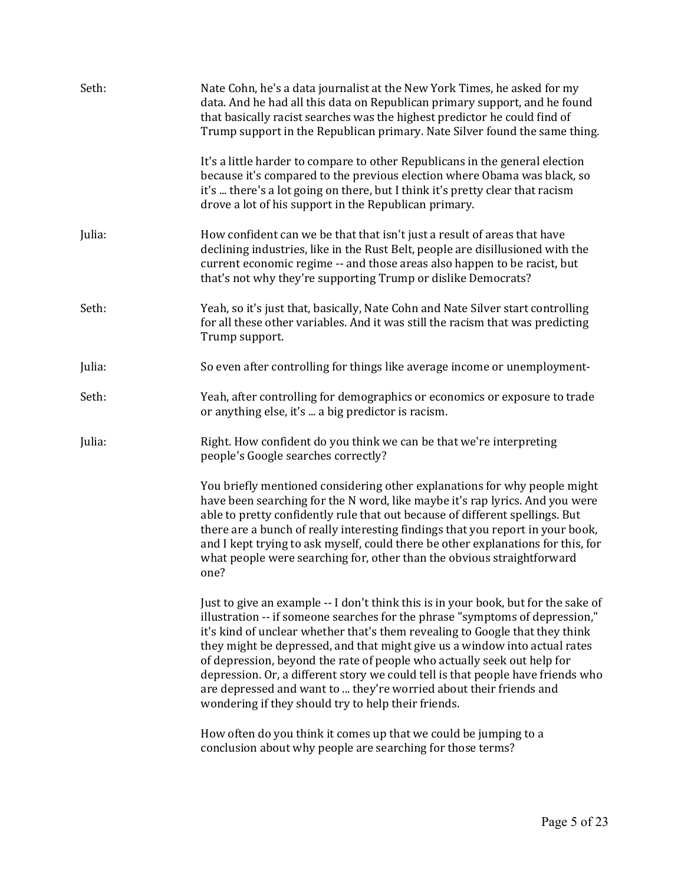**Seth:** Nate Cohn, he's a data journalist at the New York Times, he asked for my data. And he had all this data on Republican primary support, and he found that basically racist searches was the highest predictor he could find of Trump support in the Republican primary. Nate Silver found the same thing.

It's a little harder to compare to other Republicans in the general election because it's compared to the previous election where Obama was black, so it's ... there's a lot going on there, but I think it's pretty clear that racism drove a lot of his support in the Republican primary.

**Julia:** How confident can we be that that isn't just a result of areas that have declining industries, like in the Rust Belt, people are disillusioned with the current economic regime -- and those areas also happen to be racist, but that's not why they're supporting Trump or dislike Democrats?

**Seth:** Yeah, so it's just that, basically, Nate Cohn and Nate Silver start controlling for all these other variables. And it was still the racism that was predicting Trump support.

**Julia:** So even after controlling for things like average income or unemployment-

**Seth:** Yeah, after controlling for demographics or economics or exposure to trade or anything else, it's ... a big predictor is racism.

**Julia:** Right. How confident do you think we can be that we're interpreting people's Google searches correctly?

You briefly mentioned considering other explanations for why people might have been searching for the N word, like maybe it's rap lyrics. And you were able to pretty confidently rule that out because of different spellings. But there are a bunch of really interesting findings that you report in your book, and I kept trying to ask myself, could there be other explanations for this, for what people were searching for, other than the obvious straightforward one?

Just to give an example -- I don't think this is in your book, but for the sake of illustration -- if someone searches for the phrase "symptoms of depression," it's kind of unclear whether that's them revealing to Google that they think they might be depressed, and that might give us a window into actual rates of depression, beyond the rate of people who actually seek out help for depression. Or, a different story we could tell is that people have friends who are depressed and want to ... they're worried about their friends and wondering if they should try to help their friends.

How often do you think it comes up that we could be jumping to a conclusion about why people are searching for those terms?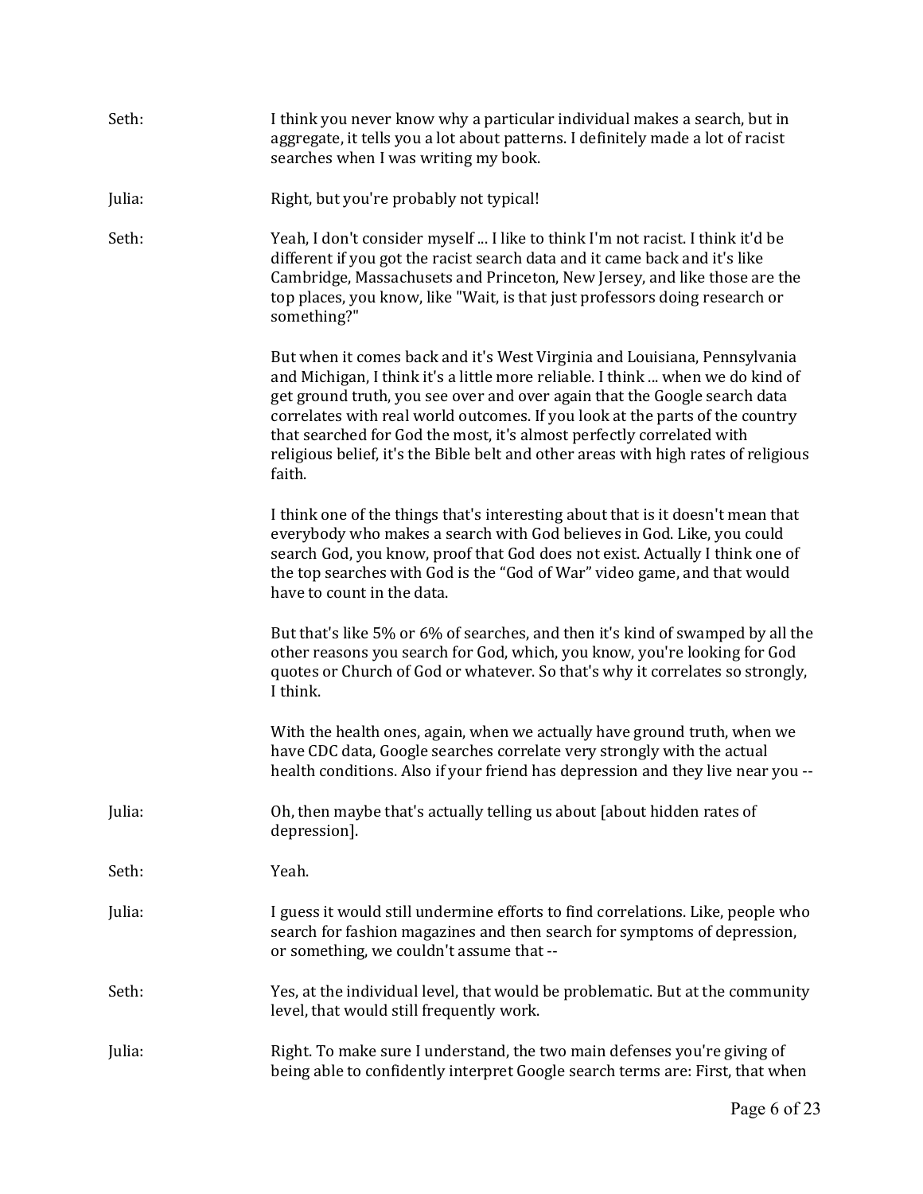Seth: I think you never know why a particular individual makes a search, but in aggregate, it tells you a lot about patterns. I definitely made a lot of racist searches when I was writing my book.

Julia: Right, but you're probably not typical!

Seth: Yeah, I don't consider myself ... I like to think I'm not racist. I think it'd be different if you got the racist search data and it came back and it's like Cambridge, Massachusets and Princeton, New Jersey, and like those are the top places, you know, like "Wait, is that just professors doing research or something?"

But when it comes back and it's West Virginia and Louisiana, Pennsylvania and Michigan, I think it's a little more reliable. I think ... when we do kind of get ground truth, you see over and over again that the Google search data correlates with real world outcomes. If you look at the parts of the country that searched for God the most, it's almost perfectly correlated with religious belief, it's the Bible belt and other areas with high rates of religious faith.

I think one of the things that's interesting about that is it doesn't mean that everybody who makes a search with God believes in God. Like, you could search God, you know, proof that God does not exist. Actually I think one of the top searches with God is the "God of War" video game, and that would have to count in the data.

But that's like 5% or 6% of searches, and then it's kind of swamped by all the other reasons you search for God, which, you know, you're looking for God quotes or Church of God or whatever. So that's why it correlates so strongly, I think.

With the health ones, again, when we actually have ground truth, when we have CDC data, Google searches correlate very strongly with the actual health conditions. Also if your friend has depression and they live near you --

Julia: Oh, then maybe that's actually telling us about [about hidden rates of depression].

Seth: Yeah.

Julia: I guess it would still undermine efforts to find correlations. Like, people who search for fashion magazines and then search for symptoms of depression, or something, we couldn't assume that --

Seth: Yes, at the individual level, that would be problematic. But at the community level, that would still frequently work.

Julia: Right. To make sure I understand, the two main defenses you're giving of being able to confidently interpret Google search terms are: First, that when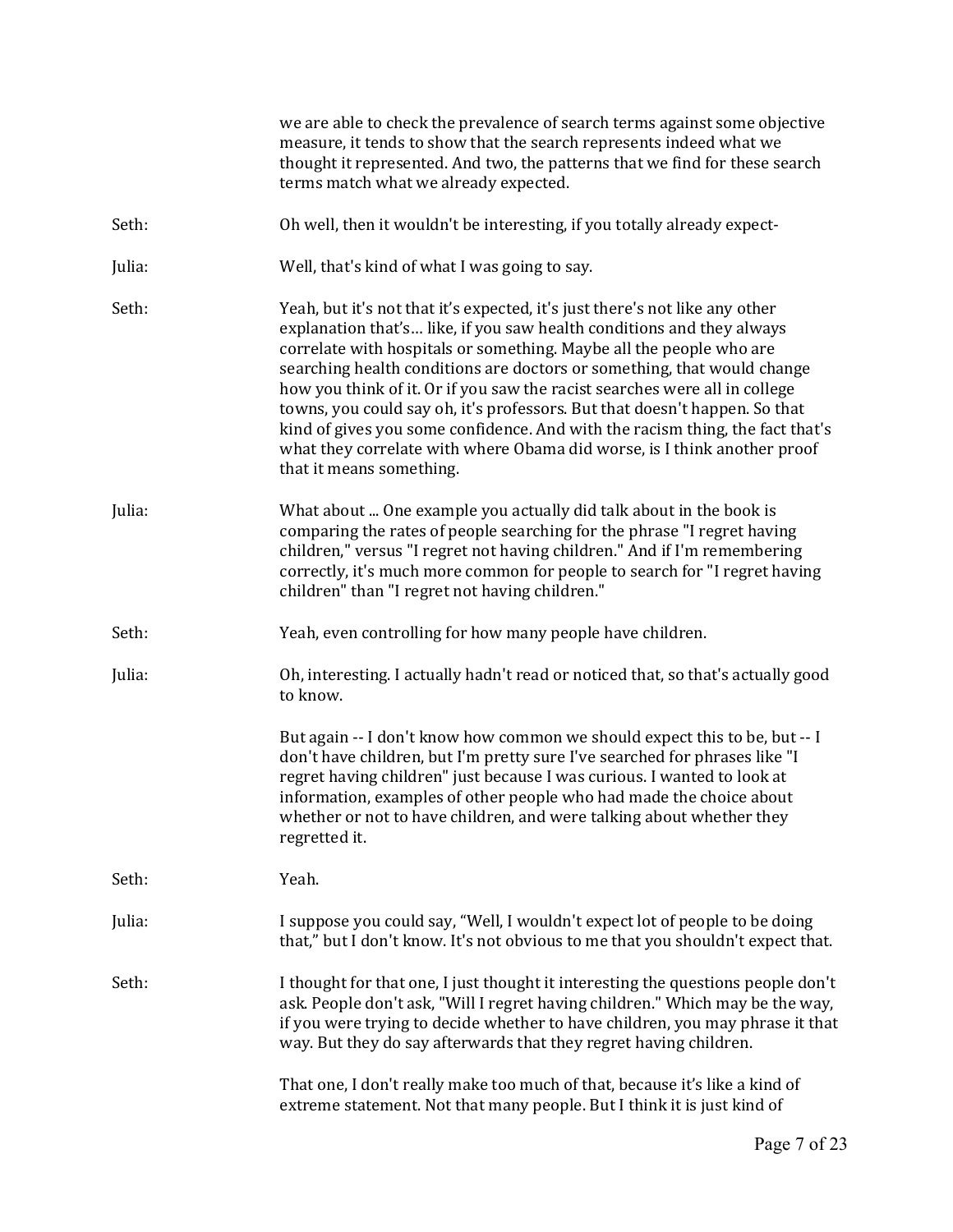we are able to check the prevalence of search terms against some objective measure, it tends to show that the search represents indeed what we thought it represented. And two, the patterns that we find for these search terms match what we already expected.

Seth: Oh well, then it wouldn't be interesting, if you totally already expect-

Julia: Well, that's kind of what I was going to say.

Seth: Yeah, but it's not that it's expected, it's just there's not like any other explanation that's… like, if you saw health conditions and they always correlate with hospitals or something. Maybe all the people who are searching health conditions are doctors or something, that would change how you think of it. Or if you saw the racist searches were all in college towns, you could say oh, it's professors. But that doesn't happen. So that kind of gives you some confidence. And with the racism thing, the fact that's what they correlate with where Obama did worse, is I think another proof that it means something.

Julia: What about ... One example you actually did talk about in the book is comparing the rates of people searching for the phrase "I regret having children," versus "I regret not having children." And if I'm remembering correctly, it's much more common for people to search for "I regret having children" than "I regret not having children."

Seth: Yeah, even controlling for how many people have children.

Julia: Oh, interesting. I actually hadn't read or noticed that, so that's actually good to know.

But again -- I don't know how common we should expect this to be, but -- I don't have children, but I'm pretty sure I've searched for phrases like "I regret having children" just because I was curious. I wanted to look at information, examples of other people who had made the choice about whether or not to have children, and were talking about whether they regretted it.

Seth: Yeah.

Julia: I suppose you could say, "Well, I wouldn't expect lot of people to be doing that," but I don't know. It's not obvious to me that you shouldn't expect that.

Seth: I thought for that one, I just thought it interesting the questions people don't ask. People don't ask, "Will I regret having children." Which may be the way, if you were trying to decide whether to have children, you may phrase it that way. But they do say afterwards that they regret having children.

That one, I don't really make too much of that, because it's like a kind of extreme statement. Not that many people. But I think it is just kind of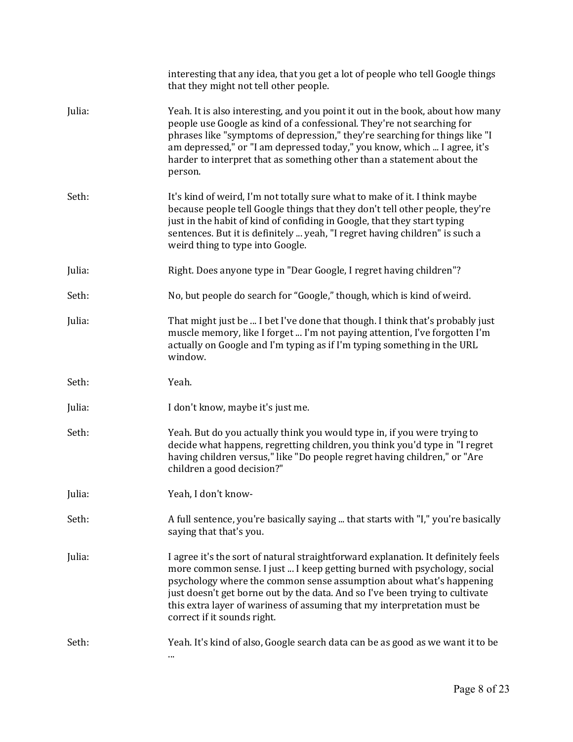interesting that any idea, that you get a lot of people who tell Google things that they might not tell other people.

**Julia:** Yeah. It is also interesting, and you point it out in the book, about how many people use Google as kind of a confessional. They're not searching for phrases like "symptoms of depression," they're searching for things like "I am depressed," or "I am depressed today," you know, which ... I agree, it's harder to interpret that as something other than a statement about the person.

**Seth:** It's kind of weird, I'm not totally sure what to make of it. I think maybe because people tell Google things that they don't tell other people, they're just in the habit of kind of confiding in Google, that they start typing sentences. But it is definitely ... yeah, "I regret having children" is such a weird thing to type into Google.

**Julia:** Right. Does anyone type in "Dear Google, I regret having children"?

**Seth:** No, but people do search for "Google," though, which is kind of weird.

**Julia:** That might just be ... I bet I've done that though. I think that's probably just muscle memory, like I forget ... I'm not paying attention, I've forgotten I'm actually on Google and I'm typing as if I'm typing something in the URL window.

**Seth:** Yeah.

**Julia:** I don't know, maybe it's just me.

**Seth:** Yeah. But do you actually think you would type in, if you were trying to decide what happens, regretting children, you think you'd type in "I regret having children versus," like "Do people regret having children," or "Are children a good decision?"

**Julia:** Yeah, I don't know-

**Seth:** A full sentence, you're basically saying ... that starts with "I," you're basically saying that that's you.

**Julia:** I agree it's the sort of natural straightforward explanation. It definitely feels more common sense. I just ... I keep getting burned with psychology, social psychology where the common sense assumption about what's happening just doesn't get borne out by the data. And so I've been trying to cultivate this extra layer of wariness of assuming that my interpretation must be correct if it sounds right.

**Seth:** Yeah. It's kind of also, Google search data can be as good as we want it to be ...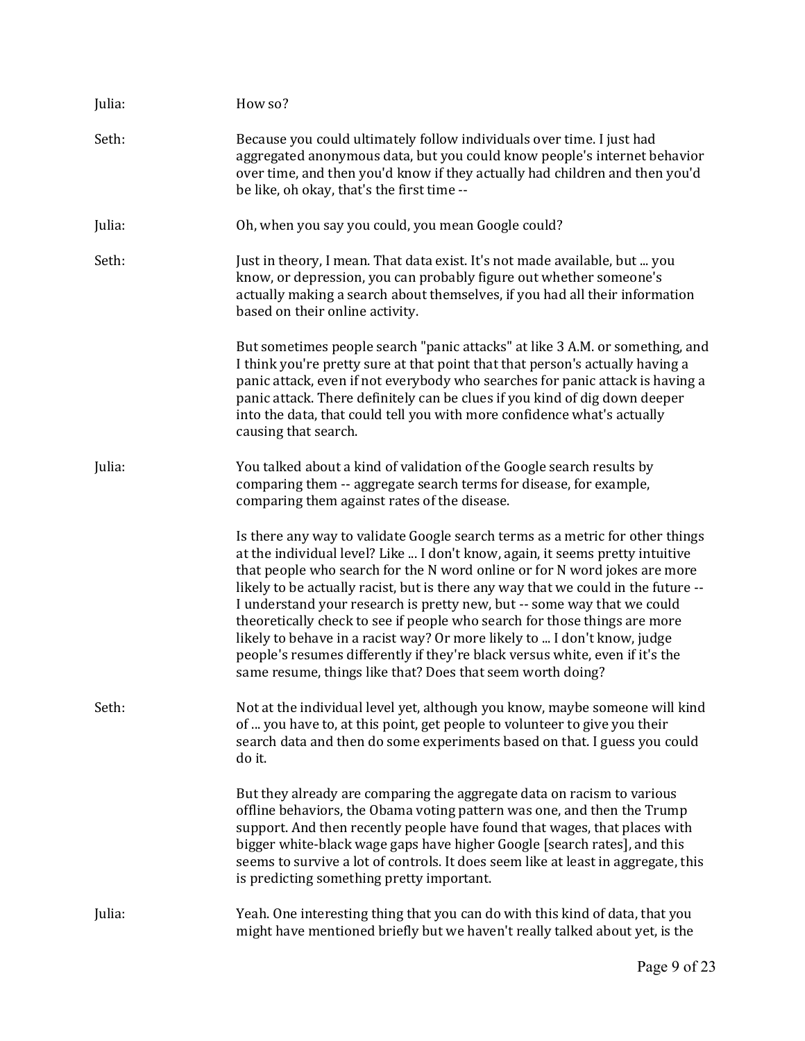**Julia:** How so?

**Seth:** Because you could ultimately follow individuals over time. I just had aggregated anonymous data, but you could know people's internet behavior over time, and then you'd know if they actually had children and then you'd be like, oh okay, that's the first time --

**Julia:** Oh, when you say you could, you mean Google could?

**Seth:** Just in theory, I mean. That data exist. It's not made available, but ... you know, or depression, you can probably figure out whether someone's actually making a search about themselves, if you had all their information based on their online activity.

But sometimes people search "panic attacks" at like 3 A.M. or something, and I think you're pretty sure at that point that that person's actually having a panic attack, even if not everybody who searches for panic attack is having a panic attack. There definitely can be clues if you kind of dig down deeper into the data, that could tell you with more confidence what's actually causing that search.

**Julia:** You talked about a kind of validation of the Google search results by comparing them -- aggregate search terms for disease, for example, comparing them against rates of the disease.

Is there any way to validate Google search terms as a metric for other things at the individual level? Like ... I don't know, again, it seems pretty intuitive that people who search for the N word online or for N word jokes are more likely to be actually racist, but is there any way that we could in the future -- I understand your research is pretty new, but -- some way that we could theoretically check to see if people who search for those things are more likely to behave in a racist way? Or more likely to ... I don't know, judge people's resumes differently if they're black versus white, even if it's the same resume, things like that? Does that seem worth doing?

**Seth:** Not at the individual level yet, although you know, maybe someone will kind of ... you have to, at this point, get people to volunteer to give you their search data and then do some experiments based on that. I guess you could do it.

But they already are comparing the aggregate data on racism to various offline behaviors, the Obama voting pattern was one, and then the Trump support. And then recently people have found that wages, that places with bigger white-black wage gaps have higher Google [search rates], and this seems to survive a lot of controls. It does seem like at least in aggregate, this is predicting something pretty important.

**Julia:** Yeah. One interesting thing that you can do with this kind of data, that you might have mentioned briefly but we haven't really talked about yet, is the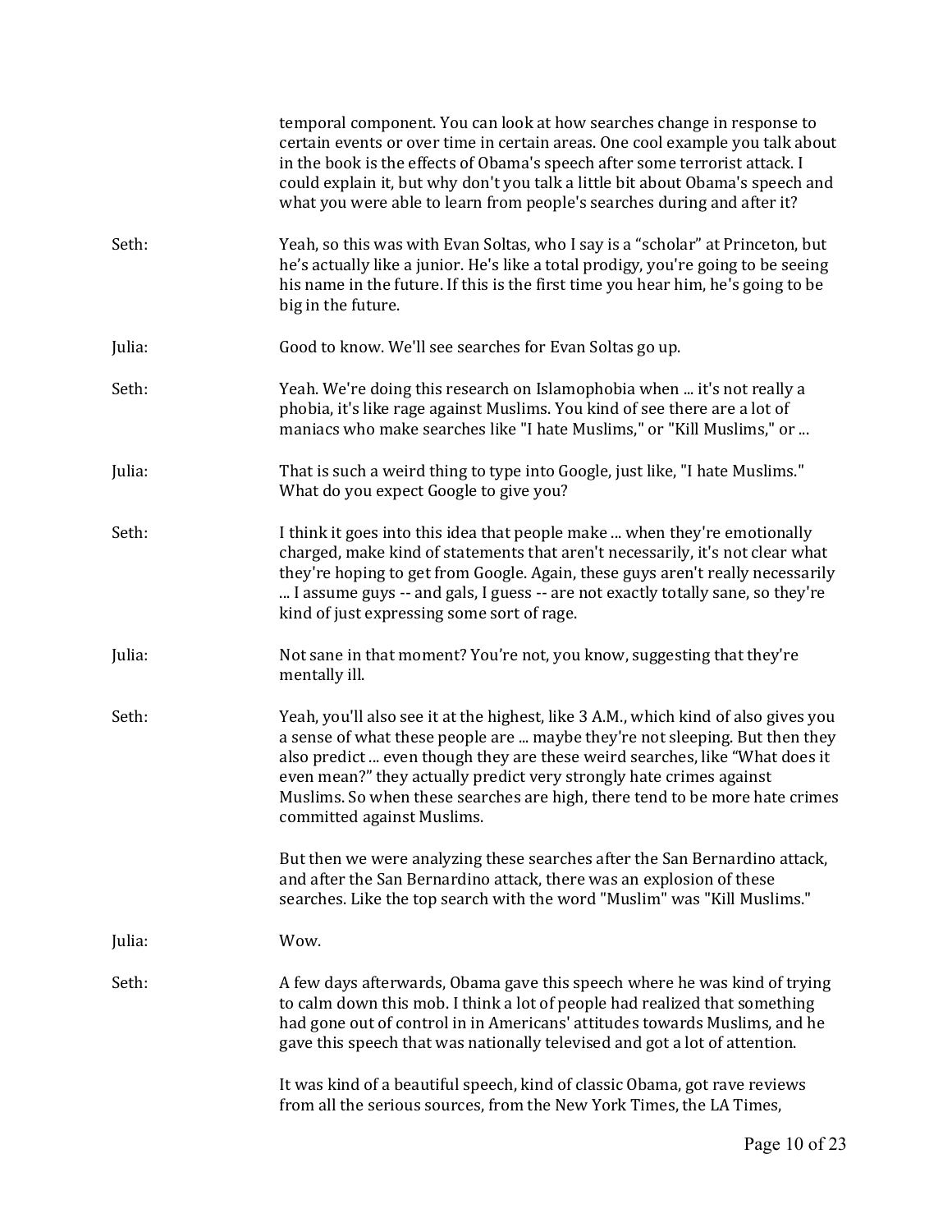temporal component. You can look at how searches change in response to certain events or over time in certain areas. One cool example you talk about in the book is the effects of Obama's speech after some terrorist attack. I could explain it, but why don't you talk a little bit about Obama's speech and what you were able to learn from people's searches during and after it?

**Seth:** Yeah, so this was with Evan Soltas, who I say is a "scholar" at Princeton, but he's actually like a junior. He's like a total prodigy, you're going to be seeing his name in the future. If this is the first time you hear him, he's going to be big in the future.

**Julia:** Good to know. We'll see searches for Evan Soltas go up.

**Seth:** Yeah. We're doing this research on Islamophobia when ... it's not really a phobia, it's like rage against Muslims. You kind of see there are a lot of maniacs who make searches like "I hate Muslims," or "Kill Muslims," or ...

**Julia:** That is such a weird thing to type into Google, just like, "I hate Muslims." What do you expect Google to give you?

**Seth:** I think it goes into this idea that people make ... when they're emotionally charged, make kind of statements that aren't necessarily, it's not clear what they're hoping to get from Google. Again, these guys aren't really necessarily ... I assume guys -- and gals, I guess -- are not exactly totally sane, so they're kind of just expressing some sort of rage.

**Julia:** Not sane in that moment? You're not, you know, suggesting that they're mentally ill.

**Seth:** Yeah, you'll also see it at the highest, like 3 A.M., which kind of also gives you a sense of what these people are ... maybe they're not sleeping. But then they also predict ... even though they are these weird searches, like "What does it even mean?" they actually predict very strongly hate crimes against Muslims. So when these searches are high, there tend to be more hate crimes committed against Muslims.

But then we were analyzing these searches after the San Bernardino attack, and after the San Bernardino attack, there was an explosion of these searches. Like the top search with the word "Muslim" was "Kill Muslims."

**Julia:** Wow.

**Seth:** A few days afterwards, Obama gave this speech where he was kind of trying to calm down this mob. I think a lot of people had realized that something had gone out of control in in Americans' attitudes towards Muslims, and he gave this speech that was nationally televised and got a lot of attention.

It was kind of a beautiful speech, kind of classic Obama, got rave reviews from all the serious sources, from the New York Times, the LA Times,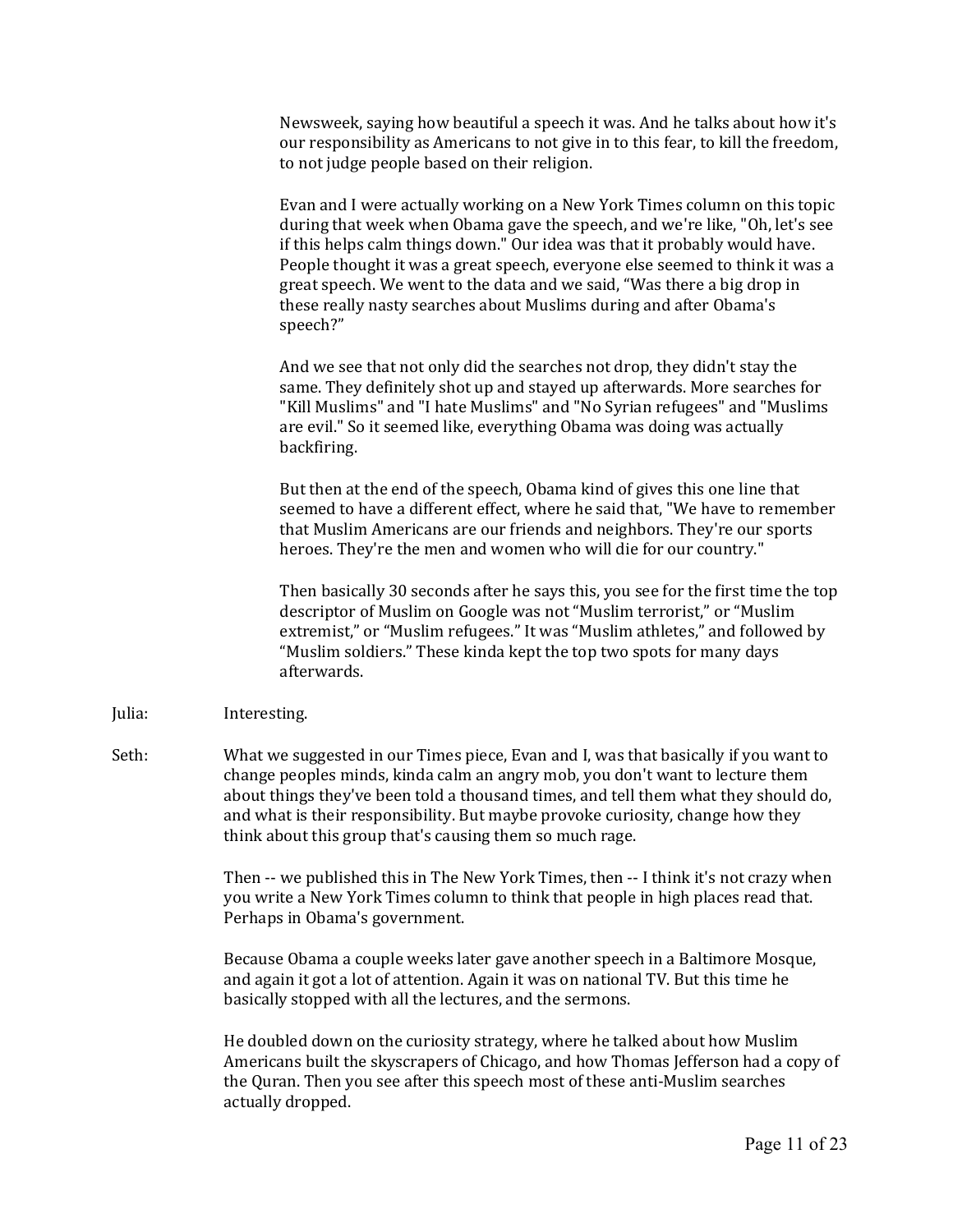Newsweek, saying how beautiful a speech it was. And he talks about how it's our responsibility as Americans to not give in to this fear, to kill the freedom, to not judge people based on their religion.

Evan and I were actually working on a New York Times column on this topic during that week when Obama gave the speech, and we're like, "Oh, let's see if this helps calm things down." Our idea was that it probably would have. People thought it was a great speech, everyone else seemed to think it was a great speech. We went to the data and we said, "Was there a big drop in these really nasty searches about Muslims during and after Obama's speech?"

And we see that not only did the searches not drop, they didn't stay the same. They definitely shot up and stayed up afterwards. More searches for "Kill Muslims" and "I hate Muslims" and "No Syrian refugees" and "Muslims are evil." So it seemed like, everything Obama was doing was actually backfiring.

But then at the end of the speech, Obama kind of gives this one line that seemed to have a different effect, where he said that, "We have to remember that Muslim Americans are our friends and neighbors. They're our sports heroes. They're the men and women who will die for our country."

Then basically 30 seconds after he says this, you see for the first time the top descriptor of Muslim on Google was not "Muslim terrorist," or "Muslim extremist," or "Muslim refugees." It was "Muslim athletes," and followed by "Muslim soldiers." These kinda kept the top two spots for many days afterwards.

Julia: Interesting.

Seth: What we suggested in our Times piece, Evan and I, was that basically if you want to change peoples minds, kinda calm an angry mob, you don't want to lecture them about things they've been told a thousand times, and tell them what they should do, and what is their responsibility. But maybe provoke curiosity, change how they think about this group that's causing them so much rage.

Then -- we published this in The New York Times, then -- I think it's not crazy when you write a New York Times column to think that people in high places read that. Perhaps in Obama's government.

Because Obama a couple weeks later gave another speech in a Baltimore Mosque, and again it got a lot of attention. Again it was on national TV. But this time he basically stopped with all the lectures, and the sermons.

He doubled down on the curiosity strategy, where he talked about how Muslim Americans built the skyscrapers of Chicago, and how Thomas Jefferson had a copy of the Quran. Then you see after this speech most of these anti-Muslim searches actually dropped.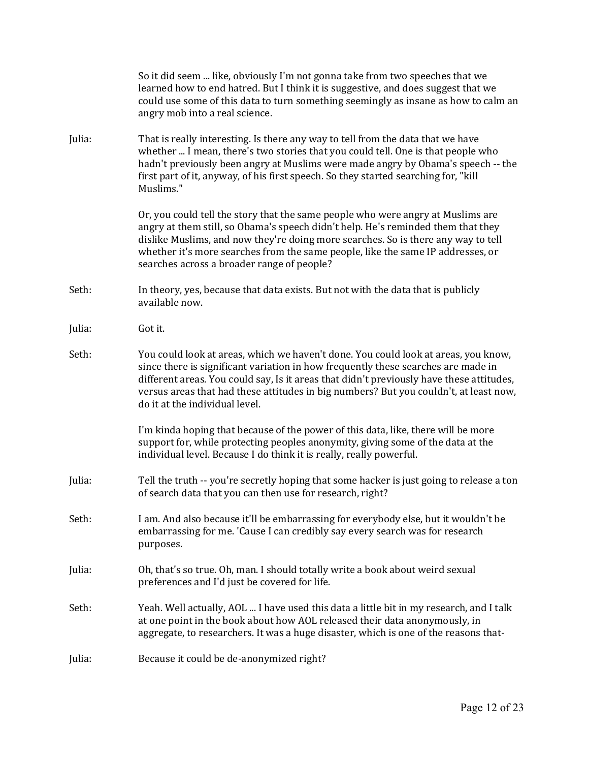So it did seem ... like, obviously I'm not gonna take from two speeches that we learned how to end hatred. But I think it is suggestive, and does suggest that we could use some of this data to turn something seemingly as insane as how to calm an angry mob into a real science.

Julia: That is really interesting. Is there any way to tell from the data that we have whether ... I mean, there's two stories that you could tell. One is that people who hadn't previously been angry at Muslims were made angry by Obama's speech -- the first part of it, anyway, of his first speech. So they started searching for, "kill Muslims."

Or, you could tell the story that the same people who were angry at Muslims are angry at them still, so Obama's speech didn't help. He's reminded them that they dislike Muslims, and now they're doing more searches. So is there any way to tell whether it's more searches from the same people, like the same IP addresses, or searches across a broader range of people?

Seth: In theory, yes, because that data exists. But not with the data that is publicly available now.

Julia: Got it.

Seth: You could look at areas, which we haven't done. You could look at areas, you know, since there is significant variation in how frequently these searches are made in different areas. You could say, Is it areas that didn't previously have these attitudes, versus areas that had these attitudes in big numbers? But you couldn't, at least now, do it at the individual level.

I'm kinda hoping that because of the power of this data, like, there will be more support for, while protecting peoples anonymity, giving some of the data at the individual level. Because I do think it is really, really powerful.

Julia: Tell the truth -- you're secretly hoping that some hacker is just going to release a ton of search data that you can then use for research, right?

Seth: I am. And also because it'll be embarrassing for everybody else, but it wouldn't be embarrassing for me. 'Cause I can credibly say every search was for research purposes.

Julia: Oh, that's so true. Oh, man. I should totally write a book about weird sexual preferences and I'd just be covered for life.

Seth: Yeah. Well actually, AOL ... I have used this data a little bit in my research, and I talk at one point in the book about how AOL released their data anonymously, in aggregate, to researchers. It was a huge disaster, which is one of the reasons that-

Julia: Because it could be de-anonymized right?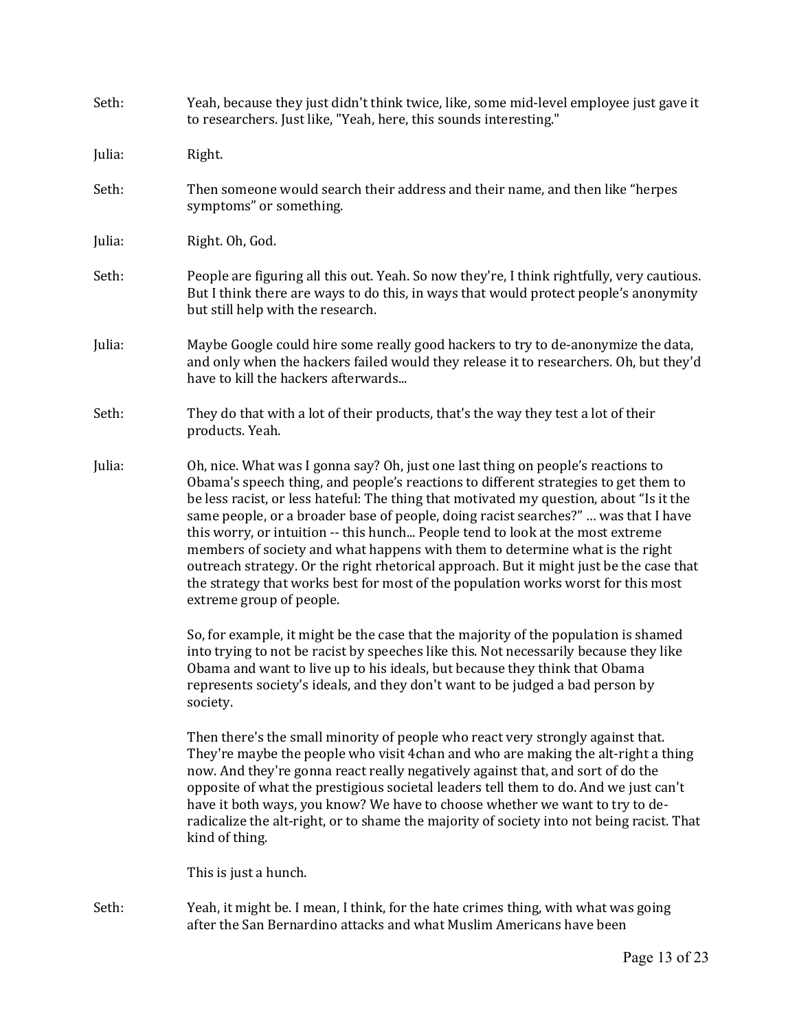Seth: Yeah, because they just didn't think twice, like, some mid-level employee just gave it to researchers. Just like, "Yeah, here, this sounds interesting."

Julia: Right.

Seth: Then someone would search their address and their name, and then like "herpes symptoms" or something.

Julia: Right. Oh, God.

Seth: People are figuring all this out. Yeah. So now they're, I think rightfully, very cautious. But I think there are ways to do this, in ways that would protect people's anonymity but still help with the research.

Julia: Maybe Google could hire some really good hackers to try to de-anonymize the data, and only when the hackers failed would they release it to researchers. Oh, but they'd have to kill the hackers afterwards...

Seth: They do that with a lot of their products, that's the way they test a lot of their products. Yeah.

Julia: Oh, nice. What was I gonna say? Oh, just one last thing on people's reactions to Obama's speech thing, and people's reactions to different strategies to get them to be less racist, or less hateful: The thing that motivated my question, about "Is it the same people, or a broader base of people, doing racist searches?" … was that I have this worry, or intuition -- this hunch... People tend to look at the most extreme members of society and what happens with them to determine what is the right outreach strategy. Or the right rhetorical approach. But it might just be the case that the strategy that works best for most of the population works worst for this most extreme group of people.

So, for example, it might be the case that the majority of the population is shamed into trying to not be racist by speeches like this. Not necessarily because they like Obama and want to live up to his ideals, but because they think that Obama represents society's ideals, and they don't want to be judged a bad person by society.

Then there's the small minority of people who react very strongly against that. They're maybe the people who visit 4chan and who are making the alt-right a thing now. And they're gonna react really negatively against that, and sort of do the opposite of what the prestigious societal leaders tell them to do. And we just can't have it both ways, you know? We have to choose whether we want to try to de-radicalize the alt-right, or to shame the majority of society into not being racist. That kind of thing.

This is just a hunch.

Seth: Yeah, it might be. I mean, I think, for the hate crimes thing, with what was going after the San Bernardino attacks and what Muslim Americans have been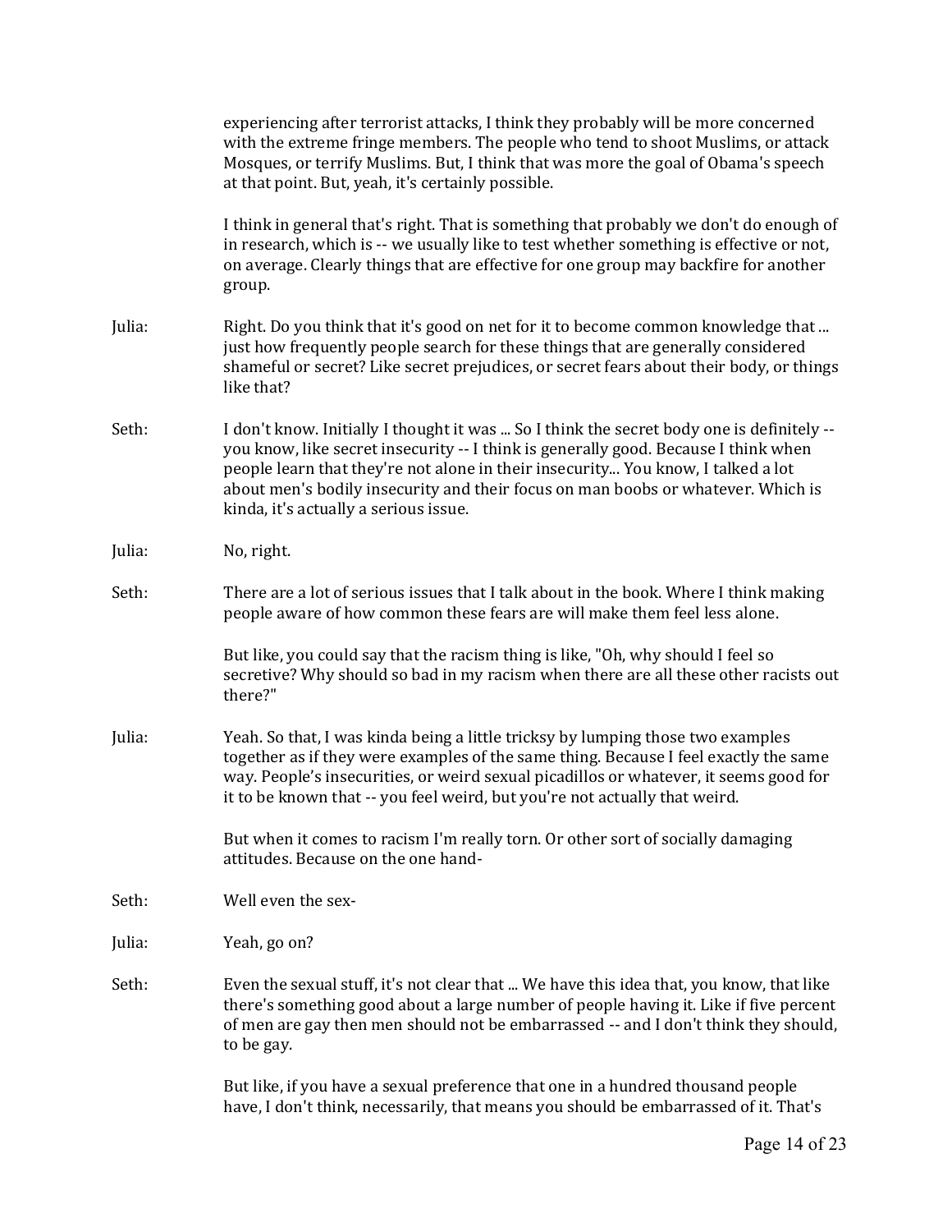experiencing after terrorist attacks, I think they probably will be more concerned with the extreme fringe members. The people who tend to shoot Muslims, or attack Mosques, or terrify Muslims. But, I think that was more the goal of Obama's speech at that point. But, yeah, it's certainly possible.

I think in general that's right. That is something that probably we don't do enough of in research, which is -- we usually like to test whether something is effective or not, on average. Clearly things that are effective for one group may backfire for another group.

Julia: Right. Do you think that it's good on net for it to become common knowledge that ... just how frequently people search for these things that are generally considered shameful or secret? Like secret prejudices, or secret fears about their body, or things like that?

Seth: I don't know. Initially I thought it was ... So I think the secret body one is definitely -- you know, like secret insecurity -- I think is generally good. Because I think when people learn that they're not alone in their insecurity... You know, I talked a lot about men's bodily insecurity and their focus on man boobs or whatever. Which is kinda, it's actually a serious issue.

Julia: No, right.

Seth: There are a lot of serious issues that I talk about in the book. Where I think making people aware of how common these fears are will make them feel less alone.

But like, you could say that the racism thing is like, "Oh, why should I feel so secretive? Why should so bad in my racism when there are all these other racists out there?"

Julia: Yeah. So that, I was kinda being a little tricksy by lumping those two examples together as if they were examples of the same thing. Because I feel exactly the same way. People's insecurities, or weird sexual picadillos or whatever, it seems good for it to be known that -- you feel weird, but you're not actually that weird.

But when it comes to racism I'm really torn. Or other sort of socially damaging attitudes. Because on the one hand-

Seth: Well even the sex-

Julia: Yeah, go on?

Seth: Even the sexual stuff, it's not clear that ... We have this idea that, you know, that like there's something good about a large number of people having it. Like if five percent of men are gay then men should not be embarrassed -- and I don't think they should, to be gay.

But like, if you have a sexual preference that one in a hundred thousand people have, I don't think, necessarily, that means you should be embarrassed of it. That's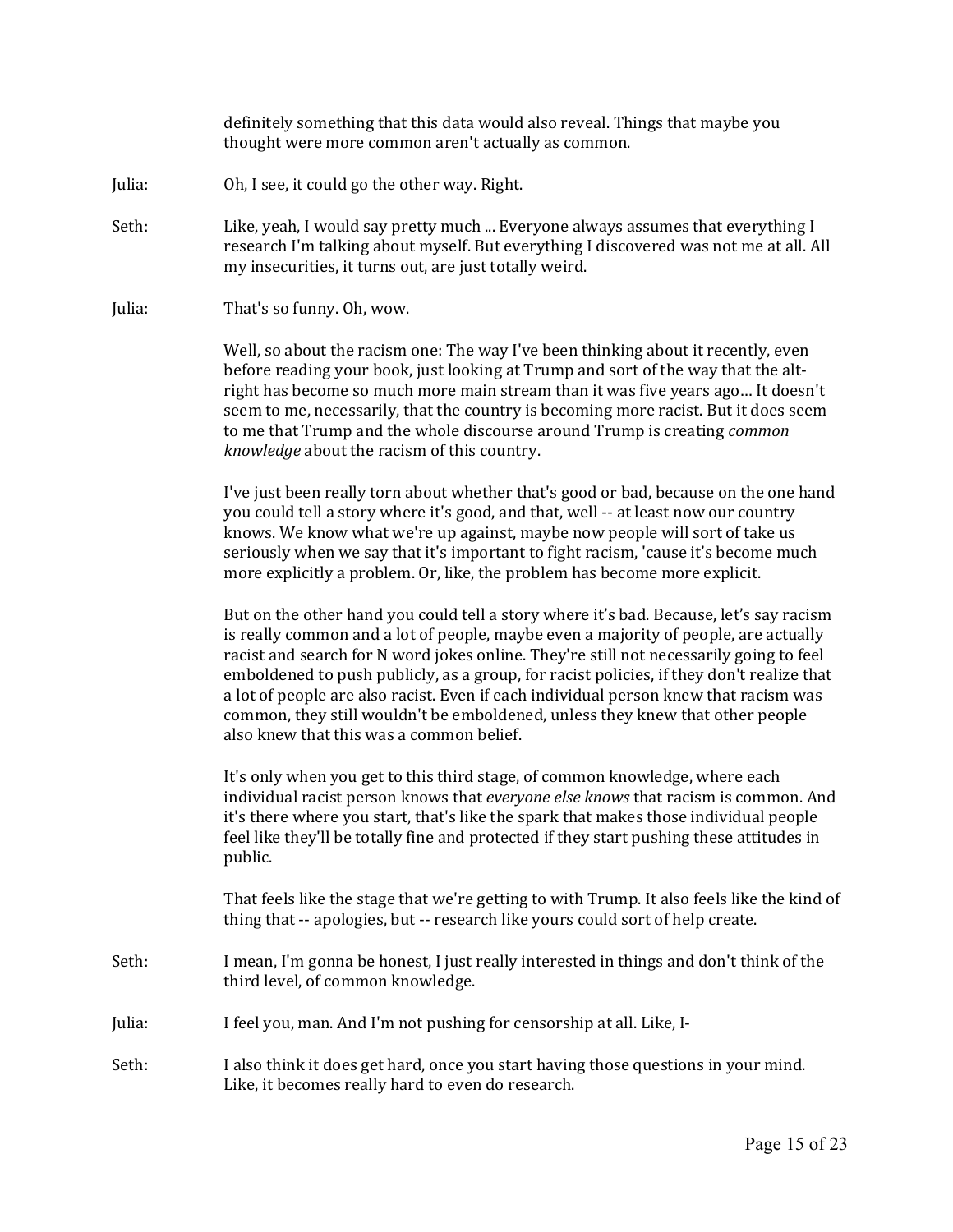definitely something that this data would also reveal. Things that maybe you thought were more common aren't actually as common.

Julia: Oh, I see, it could go the other way. Right.

Seth: Like, yeah, I would say pretty much ... Everyone always assumes that everything I research I'm talking about myself. But everything I discovered was not me at all. All my insecurities, it turns out, are just totally weird.

Julia: That's so funny. Oh, wow.

Well, so about the racism one: The way I've been thinking about it recently, even before reading your book, just looking at Trump and sort of the way that the alt-right has become so much more main stream than it was five years ago… It doesn't seem to me, necessarily, that the country is becoming more racist. But it does seem to me that Trump and the whole discourse around Trump is creating *common knowledge* about the racism of this country.

I've just been really torn about whether that's good or bad, because on the one hand you could tell a story where it's good, and that, well -- at least now our country knows. We know what we're up against, maybe now people will sort of take us seriously when we say that it's important to fight racism, 'cause it's become much more explicitly a problem. Or, like, the problem has become more explicit.

But on the other hand you could tell a story where it's bad. Because, let's say racism is really common and a lot of people, maybe even a majority of people, are actually racist and search for N word jokes online. They're still not necessarily going to feel emboldened to push publicly, as a group, for racist policies, if they don't realize that a lot of people are also racist. Even if each individual person knew that racism was common, they still wouldn't be emboldened, unless they knew that other people also knew that this was a common belief.

It's only when you get to this third stage, of common knowledge, where each individual racist person knows that *everyone else knows* that racism is common. And it's there where you start, that's like the spark that makes those individual people feel like they'll be totally fine and protected if they start pushing these attitudes in public.

That feels like the stage that we're getting to with Trump. It also feels like the kind of thing that -- apologies, but -- research like yours could sort of help create.

Seth: I mean, I'm gonna be honest, I just really interested in things and don't think of the third level, of common knowledge.

Julia: I feel you, man. And I'm not pushing for censorship at all. Like, I-

Seth: I also think it does get hard, once you start having those questions in your mind. Like, it becomes really hard to even do research.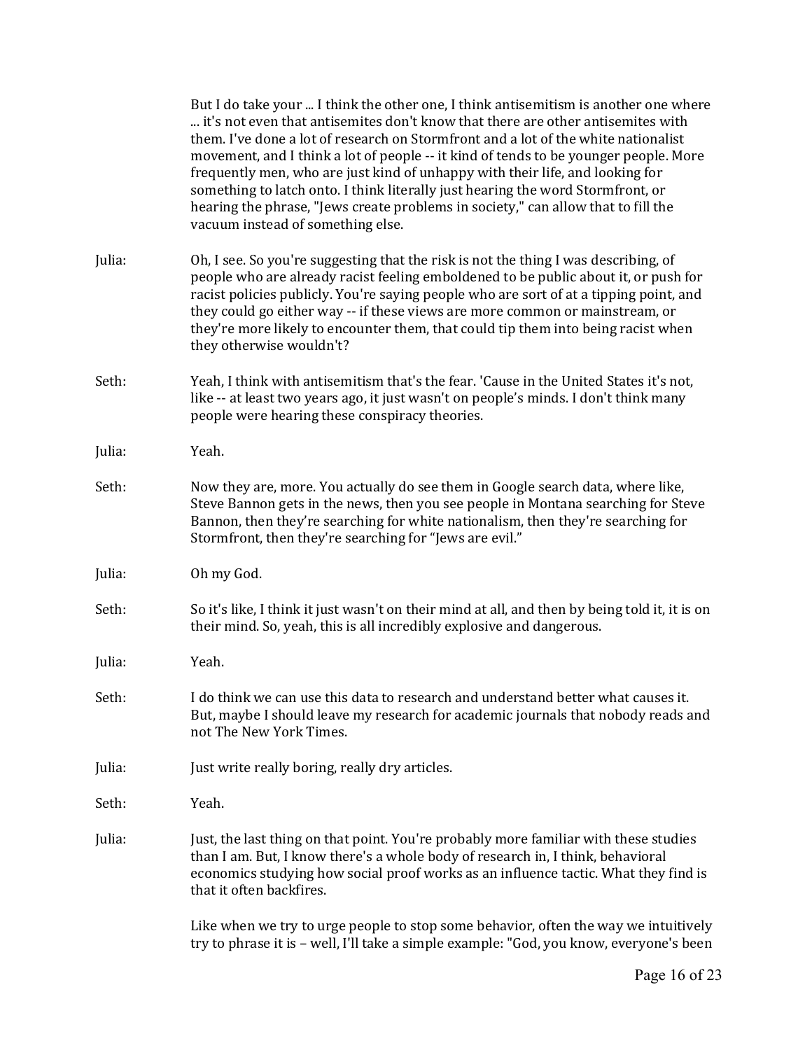But I do take your ... I think the other one, I think antisemitism is another one where ... it's not even that antisemites don't know that there are other antisemites with them. I've done a lot of research on Stormfront and a lot of the white nationalist movement, and I think a lot of people -- it kind of tends to be younger people. More frequently men, who are just kind of unhappy with their life, and looking for something to latch onto. I think literally just hearing the word Stormfront, or hearing the phrase, "Jews create problems in society," can allow that to fill the vacuum instead of something else.

**Julia:** Oh, I see. So you're suggesting that the risk is not the thing I was describing, of people who are already racist feeling emboldened to be public about it, or push for racist policies publicly. You're saying people who are sort of at a tipping point, and they could go either way -- if these views are more common or mainstream, or they're more likely to encounter them, that could tip them into being racist when they otherwise wouldn't?

**Seth:** Yeah, I think with antisemitism that's the fear. 'Cause in the United States it's not, like -- at least two years ago, it just wasn't on people's minds. I don't think many people were hearing these conspiracy theories.

**Julia:** Yeah.

**Seth:** Now they are, more. You actually do see them in Google search data, where like, Steve Bannon gets in the news, then you see people in Montana searching for Steve Bannon, then they're searching for white nationalism, then they're searching for Stormfront, then they're searching for "Jews are evil."

**Julia:** Oh my God.

**Seth:** So it's like, I think it just wasn't on their mind at all, and then by being told it, it is on their mind. So, yeah, this is all incredibly explosive and dangerous.

**Julia:** Yeah.

**Seth:** I do think we can use this data to research and understand better what causes it. But, maybe I should leave my research for academic journals that nobody reads and not The New York Times.

**Julia:** Just write really boring, really dry articles.

**Seth:** Yeah.

**Julia:** Just, the last thing on that point. You're probably more familiar with these studies than I am. But, I know there's a whole body of research in, I think, behavioral economics studying how social proof works as an influence tactic. What they find is that it often backfires.

Like when we try to urge people to stop some behavior, often the way we intuitively try to phrase it is – well, I'll take a simple example: "God, you know, everyone's been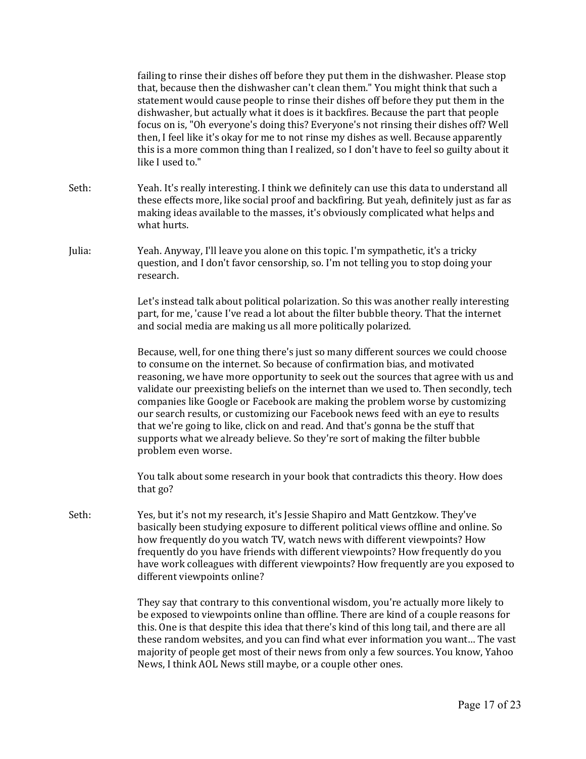failing to rinse their dishes off before they put them in the dishwasher. Please stop that, because then the dishwasher can't clean them." You might think that such a statement would cause people to rinse their dishes off before they put them in the dishwasher, but actually what it does is it backfires. Because the part that people focus on is, "Oh everyone's doing this? Everyone's not rinsing their dishes off? Well then, I feel like it's okay for me to not rinse my dishes as well. Because apparently this is a more common thing than I realized, so I don't have to feel so guilty about it like I used to."

Seth: Yeah. It's really interesting. I think we definitely can use this data to understand all these effects more, like social proof and backfiring. But yeah, definitely just as far as making ideas available to the masses, it's obviously complicated what helps and what hurts.

Julia: Yeah. Anyway, I'll leave you alone on this topic. I'm sympathetic, it's a tricky question, and I don't favor censorship, so. I'm not telling you to stop doing your research.

Let's instead talk about political polarization. So this was another really interesting part, for me, 'cause I've read a lot about the filter bubble theory. That the internet and social media are making us all more politically polarized.

Because, well, for one thing there's just so many different sources we could choose to consume on the internet. So because of confirmation bias, and motivated reasoning, we have more opportunity to seek out the sources that agree with us and validate our preexisting beliefs on the internet than we used to. Then secondly, tech companies like Google or Facebook are making the problem worse by customizing our search results, or customizing our Facebook news feed with an eye to results that we're going to like, click on and read. And that's gonna be the stuff that supports what we already believe. So they're sort of making the filter bubble problem even worse.

You talk about some research in your book that contradicts this theory. How does that go?

Seth: Yes, but it's not my research, it's Jessie Shapiro and Matt Gentzkow. They've basically been studying exposure to different political views offline and online. So how frequently do you watch TV, watch news with different viewpoints? How frequently do you have friends with different viewpoints? How frequently do you have work colleagues with different viewpoints? How frequently are you exposed to different viewpoints online?

They say that contrary to this conventional wisdom, you're actually more likely to be exposed to viewpoints online than offline. There are kind of a couple reasons for this. One is that despite this idea that there's kind of this long tail, and there are all these random websites, and you can find what ever information you want… The vast majority of people get most of their news from only a few sources. You know, Yahoo News, I think AOL News still maybe, or a couple other ones.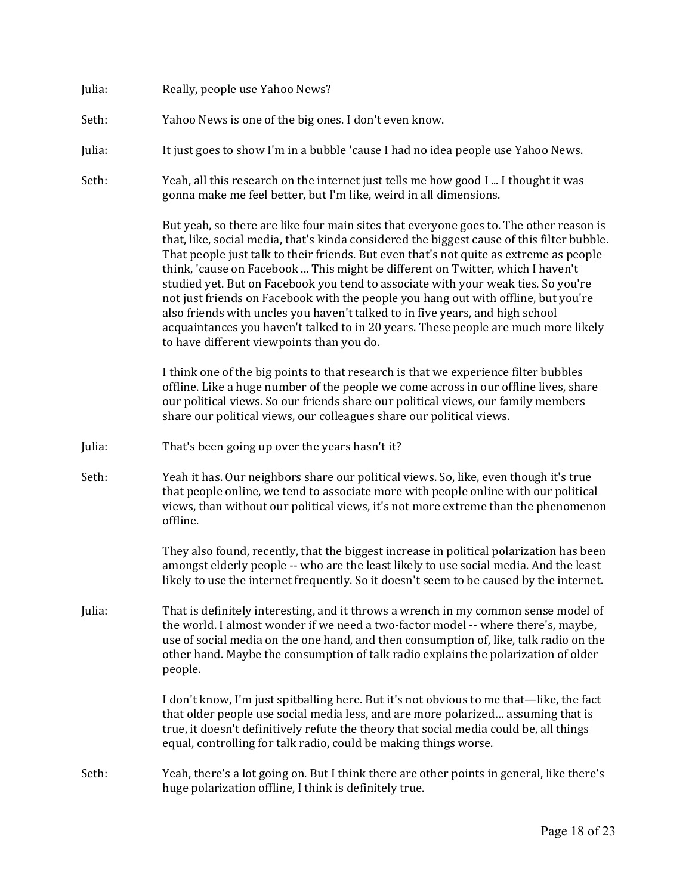Julia: Really, people use Yahoo News?

Seth: Yahoo News is one of the big ones. I don't even know.

Julia: It just goes to show I'm in a bubble 'cause I had no idea people use Yahoo News.

Seth: Yeah, all this research on the internet just tells me how good I ... I thought it was gonna make me feel better, but I'm like, weird in all dimensions.

But yeah, so there are like four main sites that everyone goes to. The other reason is that, like, social media, that's kinda considered the biggest cause of this filter bubble. That people just talk to their friends. But even that's not quite as extreme as people think, 'cause on Facebook ... This might be different on Twitter, which I haven't studied yet. But on Facebook you tend to associate with your weak ties. So you're not just friends on Facebook with the people you hang out with offline, but you're also friends with uncles you haven't talked to in five years, and high school acquaintances you haven't talked to in 20 years. These people are much more likely to have different viewpoints than you do.

I think one of the big points to that research is that we experience filter bubbles offline. Like a huge number of the people we come across in our offline lives, share our political views. So our friends share our political views, our family members share our political views, our colleagues share our political views.

Julia: That's been going up over the years hasn't it?

Seth: Yeah it has. Our neighbors share our political views. So, like, even though it's true that people online, we tend to associate more with people online with our political views, than without our political views, it's not more extreme than the phenomenon offline.

They also found, recently, that the biggest increase in political polarization has been amongst elderly people -- who are the least likely to use social media. And the least likely to use the internet frequently. So it doesn't seem to be caused by the internet.

Julia: That is definitely interesting, and it throws a wrench in my common sense model of the world. I almost wonder if we need a two-factor model -- where there's, maybe, use of social media on the one hand, and then consumption of, like, talk radio on the other hand. Maybe the consumption of talk radio explains the polarization of older people.

I don't know, I'm just spitballing here. But it's not obvious to me that—like, the fact that older people use social media less, and are more polarized… assuming that is true, it doesn't definitively refute the theory that social media could be, all things equal, controlling for talk radio, could be making things worse.

Seth: Yeah, there's a lot going on. But I think there are other points in general, like there's huge polarization offline, I think is definitely true.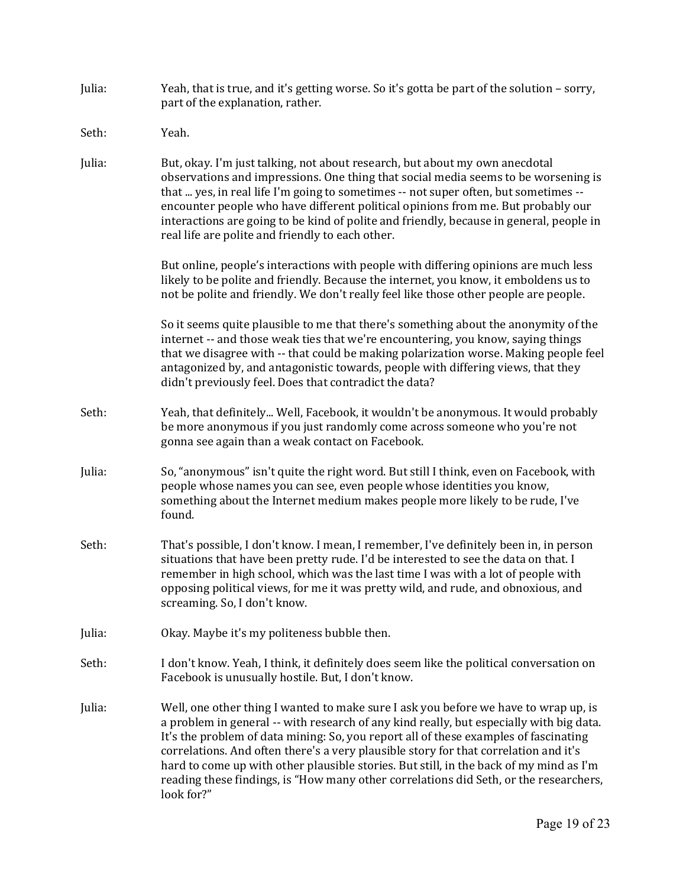Julia: Yeah, that is true, and it's getting worse. So it's gotta be part of the solution – sorry, part of the explanation, rather.

Seth: Yeah.

Julia: But, okay. I'm just talking, not about research, but about my own anecdotal observations and impressions. One thing that social media seems to be worsening is that ... yes, in real life I'm going to sometimes -- not super often, but sometimes -- encounter people who have different political opinions from me. But probably our interactions are going to be kind of polite and friendly, because in general, people in real life are polite and friendly to each other.

But online, people's interactions with people with differing opinions are much less likely to be polite and friendly. Because the internet, you know, it emboldens us to not be polite and friendly. We don't really feel like those other people are people.

So it seems quite plausible to me that there's something about the anonymity of the internet -- and those weak ties that we're encountering, you know, saying things that we disagree with -- that could be making polarization worse. Making people feel antagonized by, and antagonistic towards, people with differing views, that they didn't previously feel. Does that contradict the data?

Seth: Yeah, that definitely... Well, Facebook, it wouldn't be anonymous. It would probably be more anonymous if you just randomly come across someone who you're not gonna see again than a weak contact on Facebook.

Julia: So, "anonymous" isn't quite the right word. But still I think, even on Facebook, with people whose names you can see, even people whose identities you know, something about the Internet medium makes people more likely to be rude, I've found.

Seth: That's possible, I don't know. I mean, I remember, I've definitely been in, in person situations that have been pretty rude. I'd be interested to see the data on that. I remember in high school, which was the last time I was with a lot of people with opposing political views, for me it was pretty wild, and rude, and obnoxious, and screaming. So, I don't know.

Julia: Okay. Maybe it's my politeness bubble then.

Seth: I don't know. Yeah, I think, it definitely does seem like the political conversation on Facebook is unusually hostile. But, I don't know.

Julia: Well, one other thing I wanted to make sure I ask you before we have to wrap up, is a problem in general -- with research of any kind really, but especially with big data. It's the problem of data mining: So, you report all of these examples of fascinating correlations. And often there's a very plausible story for that correlation and it's hard to come up with other plausible stories. But still, in the back of my mind as I'm reading these findings, is "How many other correlations did Seth, or the researchers, look for?"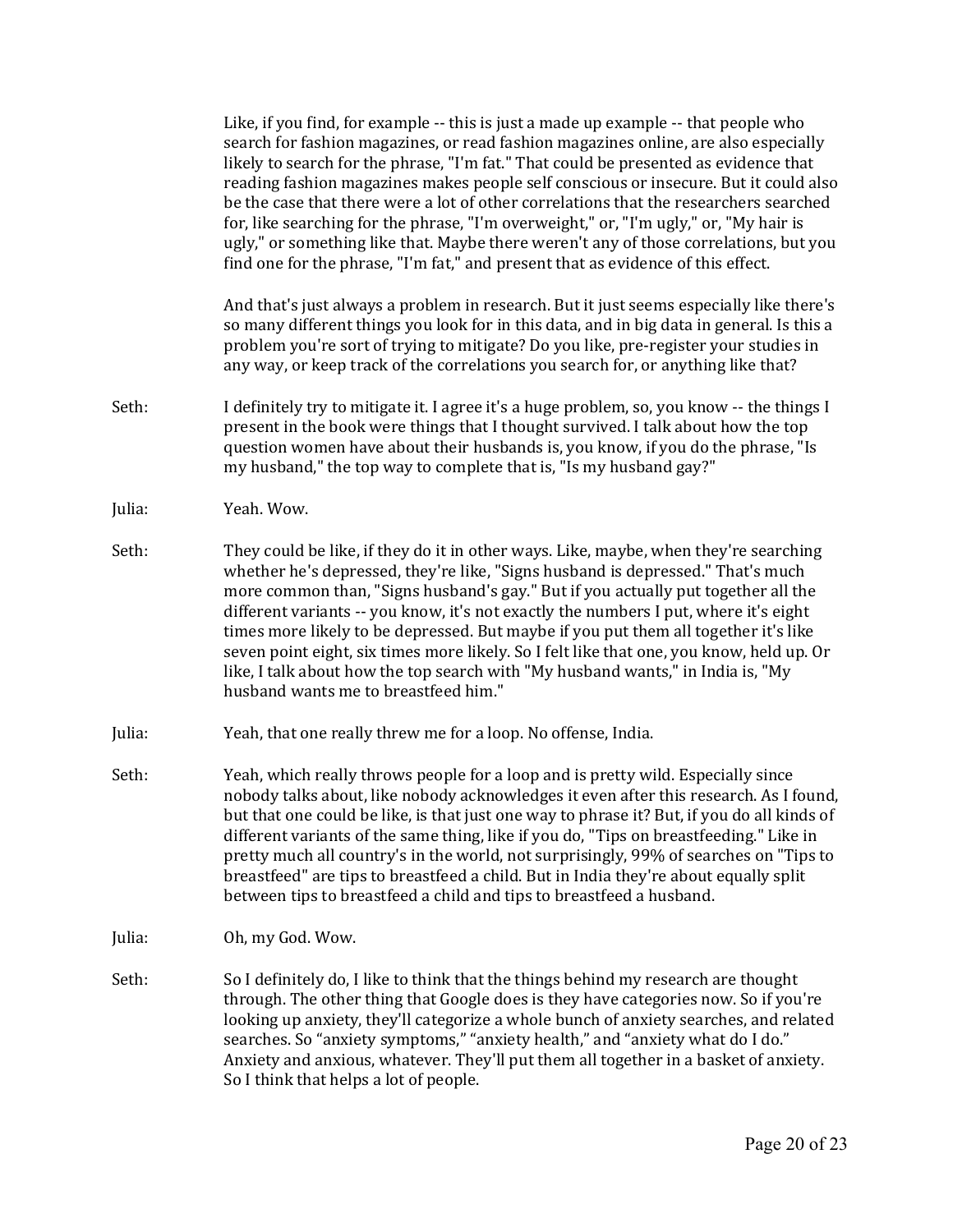Like, if you find, for example -- this is just a made up example -- that people who search for fashion magazines, or read fashion magazines online, are also especially likely to search for the phrase, "I'm fat." That could be presented as evidence that reading fashion magazines makes people self conscious or insecure. But it could also be the case that there were a lot of other correlations that the researchers searched for, like searching for the phrase, "I'm overweight," or, "I'm ugly," or, "My hair is ugly," or something like that. Maybe there weren't any of those correlations, but you find one for the phrase, "I'm fat," and present that as evidence of this effect.

And that's just always a problem in research. But it just seems especially like there's so many different things you look for in this data, and in big data in general. Is this a problem you're sort of trying to mitigate? Do you like, pre-register your studies in any way, or keep track of the correlations you search for, or anything like that?

Seth: I definitely try to mitigate it. I agree it's a huge problem, so, you know -- the things I present in the book were things that I thought survived. I talk about how the top question women have about their husbands is, you know, if you do the phrase, "Is my husband," the top way to complete that is, "Is my husband gay?"

Julia: Yeah. Wow.

Seth: They could be like, if they do it in other ways. Like, maybe, when they're searching whether he's depressed, they're like, "Signs husband is depressed." That's much more common than, "Signs husband's gay." But if you actually put together all the different variants -- you know, it's not exactly the numbers I put, where it's eight times more likely to be depressed. But maybe if you put them all together it's like seven point eight, six times more likely. So I felt like that one, you know, held up. Or like, I talk about how the top search with "My husband wants," in India is, "My husband wants me to breastfeed him."

Julia: Yeah, that one really threw me for a loop. No offense, India.

Seth: Yeah, which really throws people for a loop and is pretty wild. Especially since nobody talks about, like nobody acknowledges it even after this research. As I found, but that one could be like, is that just one way to phrase it? But, if you do all kinds of different variants of the same thing, like if you do, "Tips on breastfeeding." Like in pretty much all country's in the world, not surprisingly, 99% of searches on "Tips to breastfeed" are tips to breastfeed a child. But in India they're about equally split between tips to breastfeed a child and tips to breastfeed a husband.

Julia: Oh, my God. Wow.

Seth: So I definitely do, I like to think that the things behind my research are thought through. The other thing that Google does is they have categories now. So if you're looking up anxiety, they'll categorize a whole bunch of anxiety searches, and related searches. So "anxiety symptoms," "anxiety health," and "anxiety what do I do." Anxiety and anxious, whatever. They'll put them all together in a basket of anxiety. So I think that helps a lot of people.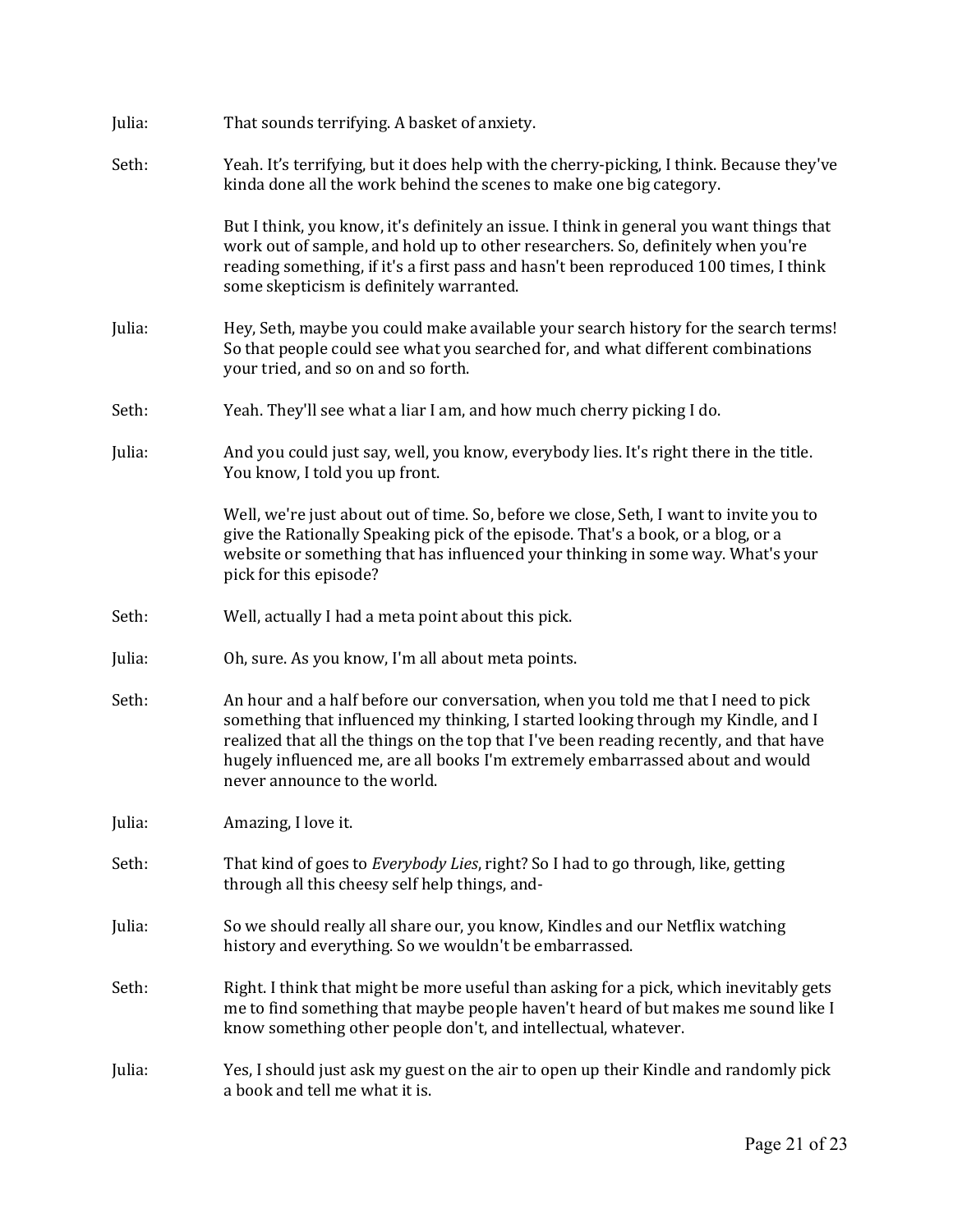Julia: That sounds terrifying. A basket of anxiety.

Seth: Yeah. It's terrifying, but it does help with the cherry-picking, I think. Because they've kinda done all the work behind the scenes to make one big category.

But I think, you know, it's definitely an issue. I think in general you want things that work out of sample, and hold up to other researchers. So, definitely when you're reading something, if it's a first pass and hasn't been reproduced 100 times, I think some skepticism is definitely warranted.

Julia: Hey, Seth, maybe you could make available your search history for the search terms! So that people could see what you searched for, and what different combinations your tried, and so on and so forth.

Seth: Yeah. They'll see what a liar I am, and how much cherry picking I do.

Julia: And you could just say, well, you know, everybody lies. It's right there in the title. You know, I told you up front.

Well, we're just about out of time. So, before we close, Seth, I want to invite you to give the Rationally Speaking pick of the episode. That's a book, or a blog, or a website or something that has influenced your thinking in some way. What's your pick for this episode?

Seth: Well, actually I had a meta point about this pick.

Julia: Oh, sure. As you know, I'm all about meta points.

Seth: An hour and a half before our conversation, when you told me that I need to pick something that influenced my thinking, I started looking through my Kindle, and I realized that all the things on the top that I've been reading recently, and that have hugely influenced me, are all books I'm extremely embarrassed about and would never announce to the world.

Julia: Amazing, I love it.

Seth: That kind of goes to *Everybody Lies*, right? So I had to go through, like, getting through all this cheesy self help things, and-

Julia: So we should really all share our, you know, Kindles and our Netflix watching history and everything. So we wouldn't be embarrassed.

Seth: Right. I think that might be more useful than asking for a pick, which inevitably gets me to find something that maybe people haven't heard of but makes me sound like I know something other people don't, and intellectual, whatever.

Julia: Yes, I should just ask my guest on the air to open up their Kindle and randomly pick a book and tell me what it is.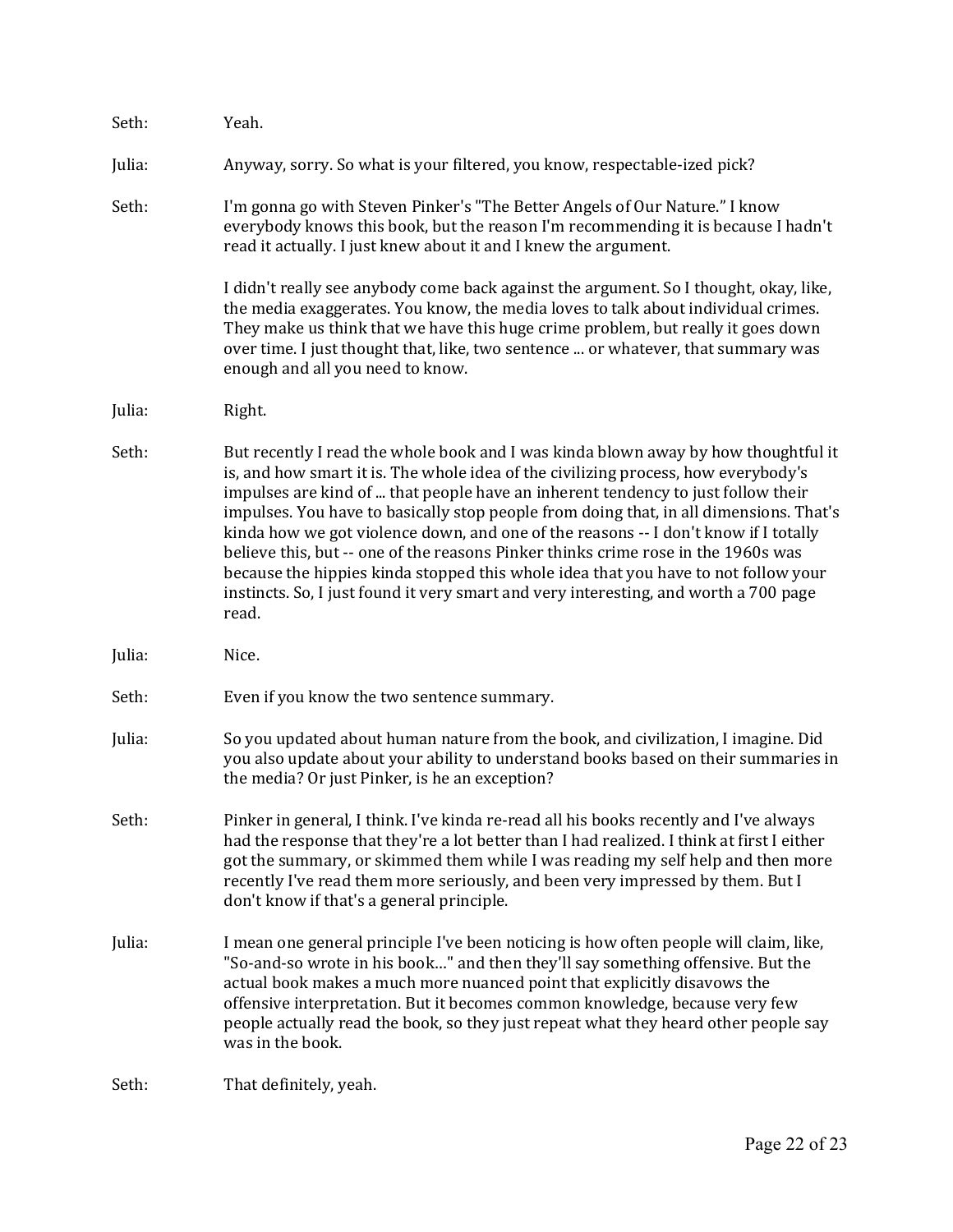Seth: Yeah.

Julia: Anyway, sorry. So what is your filtered, you know, respectable-ized pick?

Seth: I'm gonna go with Steven Pinker's "The Better Angels of Our Nature." I know everybody knows this book, but the reason I'm recommending it is because I hadn't read it actually. I just knew about it and I knew the argument.

I didn't really see anybody come back against the argument. So I thought, okay, like, the media exaggerates. You know, the media loves to talk about individual crimes. They make us think that we have this huge crime problem, but really it goes down over time. I just thought that, like, two sentence ... or whatever, that summary was enough and all you need to know.

Julia: Right.

Seth: But recently I read the whole book and I was kinda blown away by how thoughtful it is, and how smart it is. The whole idea of the civilizing process, how everybody's impulses are kind of ... that people have an inherent tendency to just follow their impulses. You have to basically stop people from doing that, in all dimensions. That's kinda how we got violence down, and one of the reasons -- I don't know if I totally believe this, but -- one of the reasons Pinker thinks crime rose in the 1960s was because the hippies kinda stopped this whole idea that you have to not follow your instincts. So, I just found it very smart and very interesting, and worth a 700 page read.

Julia: Nice.

Seth: Even if you know the two sentence summary.

Julia: So you updated about human nature from the book, and civilization, I imagine. Did you also update about your ability to understand books based on their summaries in the media? Or just Pinker, is he an exception?

Seth: Pinker in general, I think. I've kinda re-read all his books recently and I've always had the response that they're a lot better than I had realized. I think at first I either got the summary, or skimmed them while I was reading my self help and then more recently I've read them more seriously, and been very impressed by them. But I don't know if that's a general principle.

Julia: I mean one general principle I've been noticing is how often people will claim, like, "So-and-so wrote in his book…" and then they'll say something offensive. But the actual book makes a much more nuanced point that explicitly disavows the offensive interpretation. But it becomes common knowledge, because very few people actually read the book, so they just repeat what they heard other people say was in the book.

Seth: That definitely, yeah.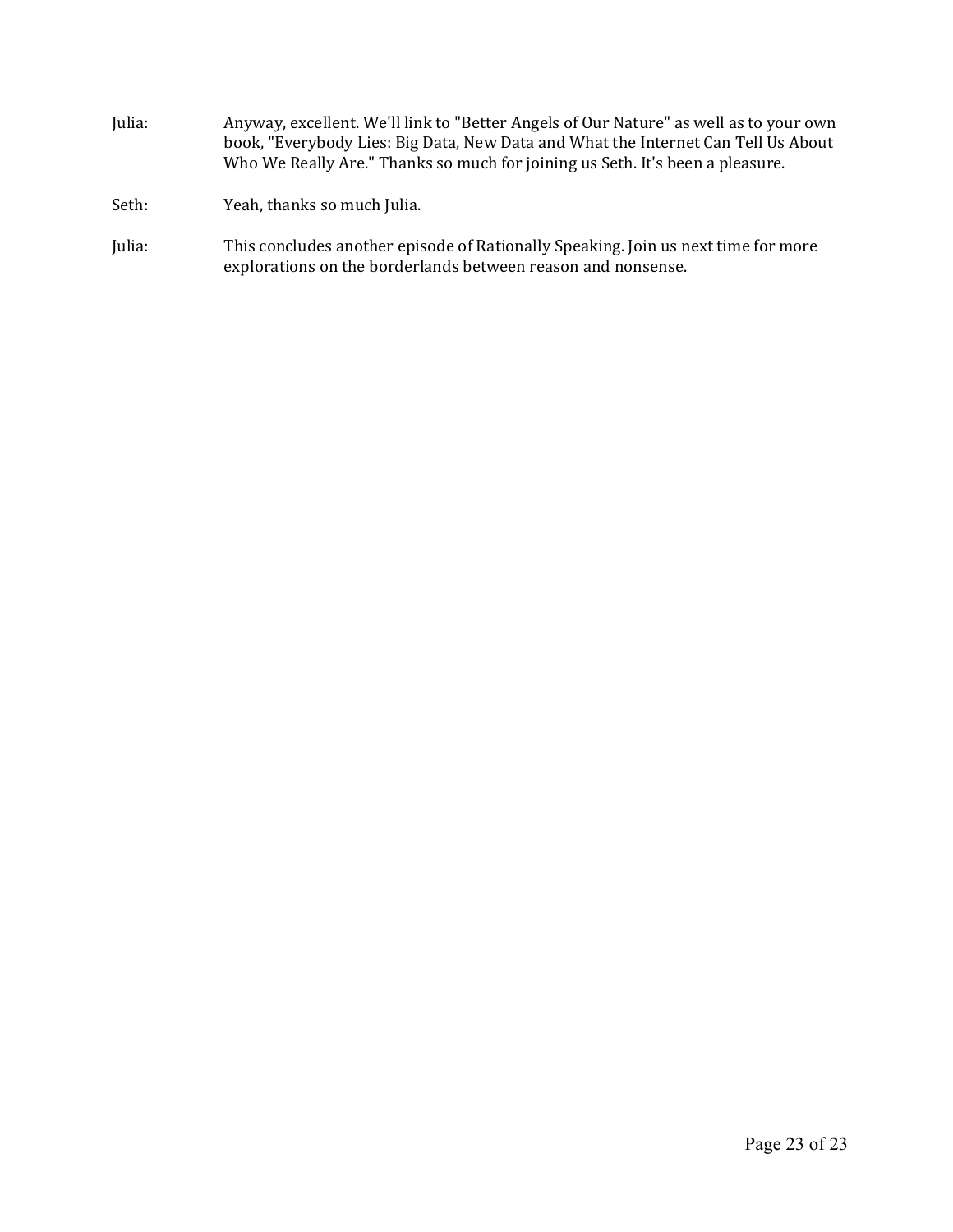Julia: Anyway, excellent. We'll link to "Better Angels of Our Nature" as well as to your own book, "Everybody Lies: Big Data, New Data and What the Internet Can Tell Us About Who We Really Are." Thanks so much for joining us Seth. It's been a pleasure.

Seth: Yeah, thanks so much Julia.

Julia: This concludes another episode of Rationally Speaking. Join us next time for more explorations on the borderlands between reason and nonsense.